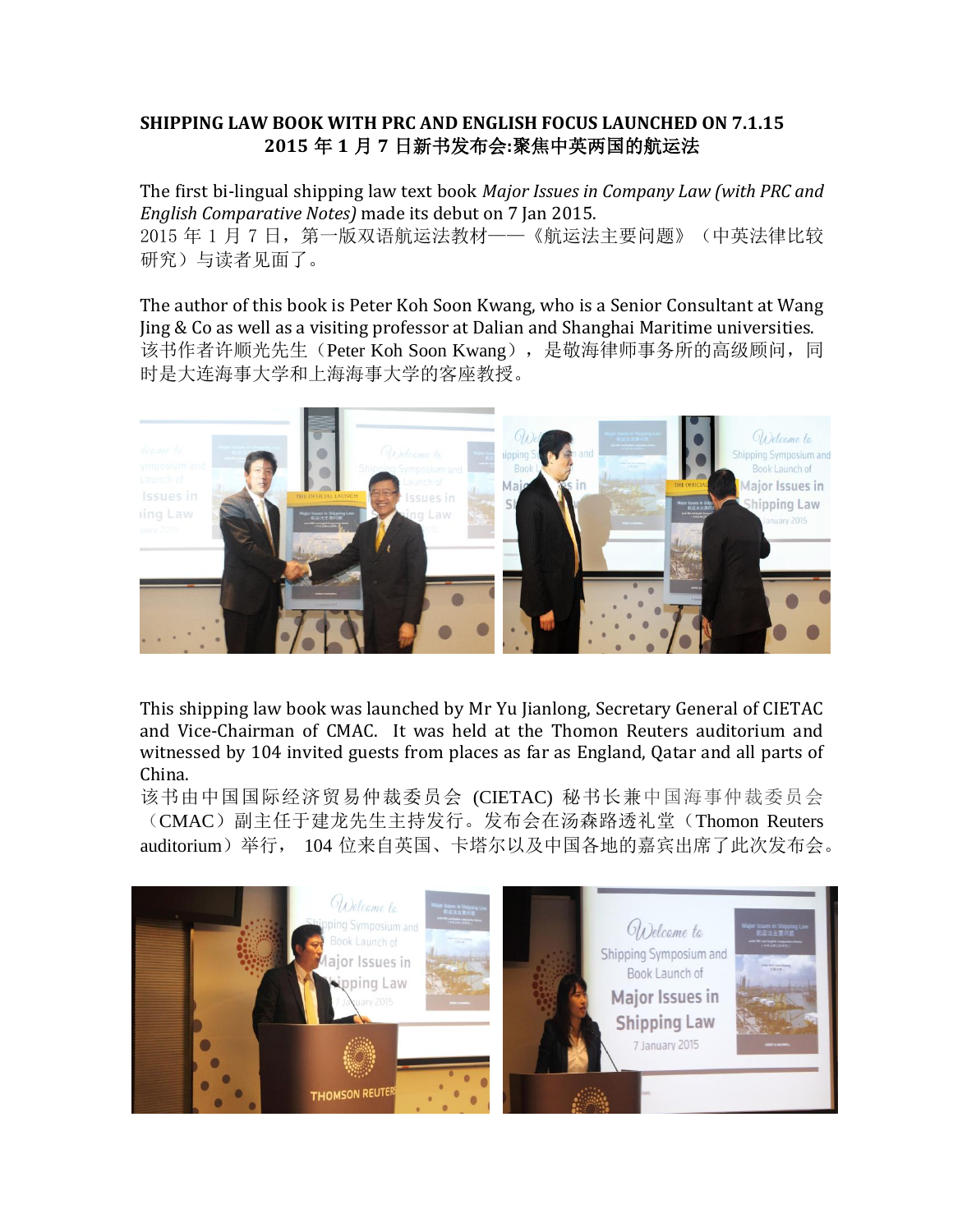**SHIPPING LAW BOOK WITH PRC AND ENGLISH FOCUS LAUNCHED ON 7.1.15**

**2015 年 1 月 7 日新书发布会:聚焦中英两国的航运法**

The first bi-lingual shipping law text book *Major Issues in Company Law (with PRC and English Comparative Notes)* made its debut on 7 Jan 2015.
2015 年 1 月 7 日，第一版双语航运法教材——《航运法主要问题》（中英法律比较研究）与读者见面了。

The author of this book is Peter Koh Soon Kwang, who is a Senior Consultant at Wang Jing & Co as well as a visiting professor at Dalian and Shanghai Maritime universities.
该书作者许顺光先生（Peter Koh Soon Kwang），是敬海律师事务所的高级顾问，同时是大连海事大学和上海海事大学的客座教授。

This shipping law book was launched by Mr Yu Jianlong, Secretary General of CIETAC and Vice-Chairman of CMAC. It was held at the Thomon Reuters auditorium and witnessed by 104 invited guests from places as far as England, Qatar and all parts of China.
该书由中国国际经济贸易仲裁委员会 (CIETAC) 秘书长兼中国海事仲裁委员会（CMAC）副主任于建龙先生主持发行。发布会在汤森路透礼堂（Thomon Reuters auditorium）举行， 104 位来自英国、卡塔尔以及中国各地的嘉宾出席了此次发布会。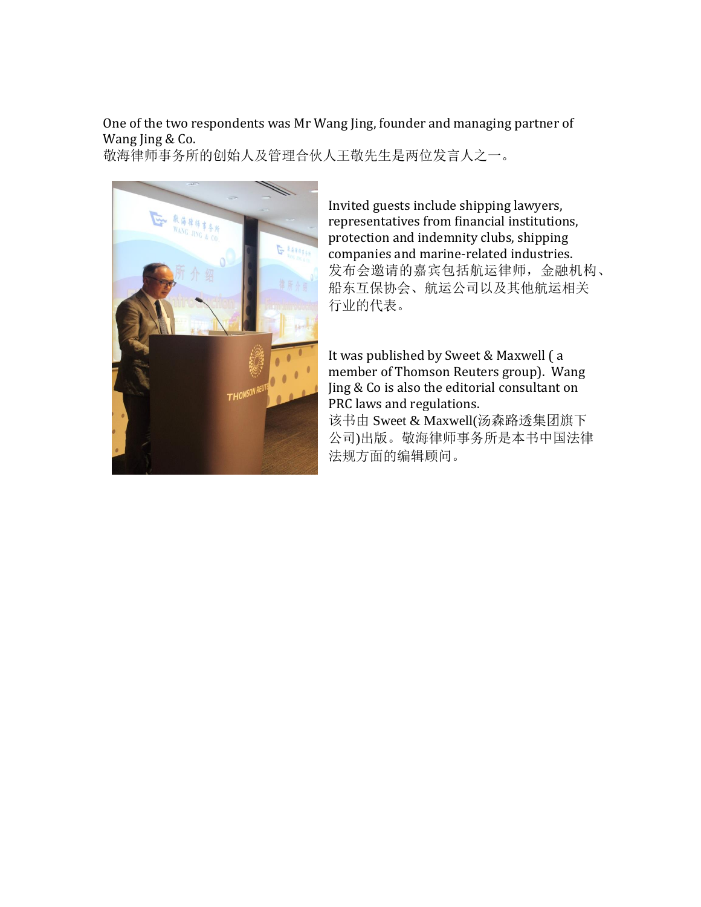One of the two respondents was Mr Wang Jing, founder and managing partner of Wang Jing & Co.
敬海律师事务所的创始人及管理合伙人王敬先生是两位发言人之一。

Invited guests include shipping lawyers, representatives from financial institutions, protection and indemnity clubs, shipping companies and marine-related industries.
发布会邀请的嘉宾包括航运律师，金融机构、船东互保协会、航运公司以及其他航运相关行业的代表。

It was published by Sweet & Maxwell ( a member of Thomson Reuters group). Wang Jing & Co is also the editorial consultant on PRC laws and regulations.
该书由 Sweet & Maxwell(汤森路透集团旗下公司)出版。敬海律师事务所是本书中国法律法规方面的编辑顾问。